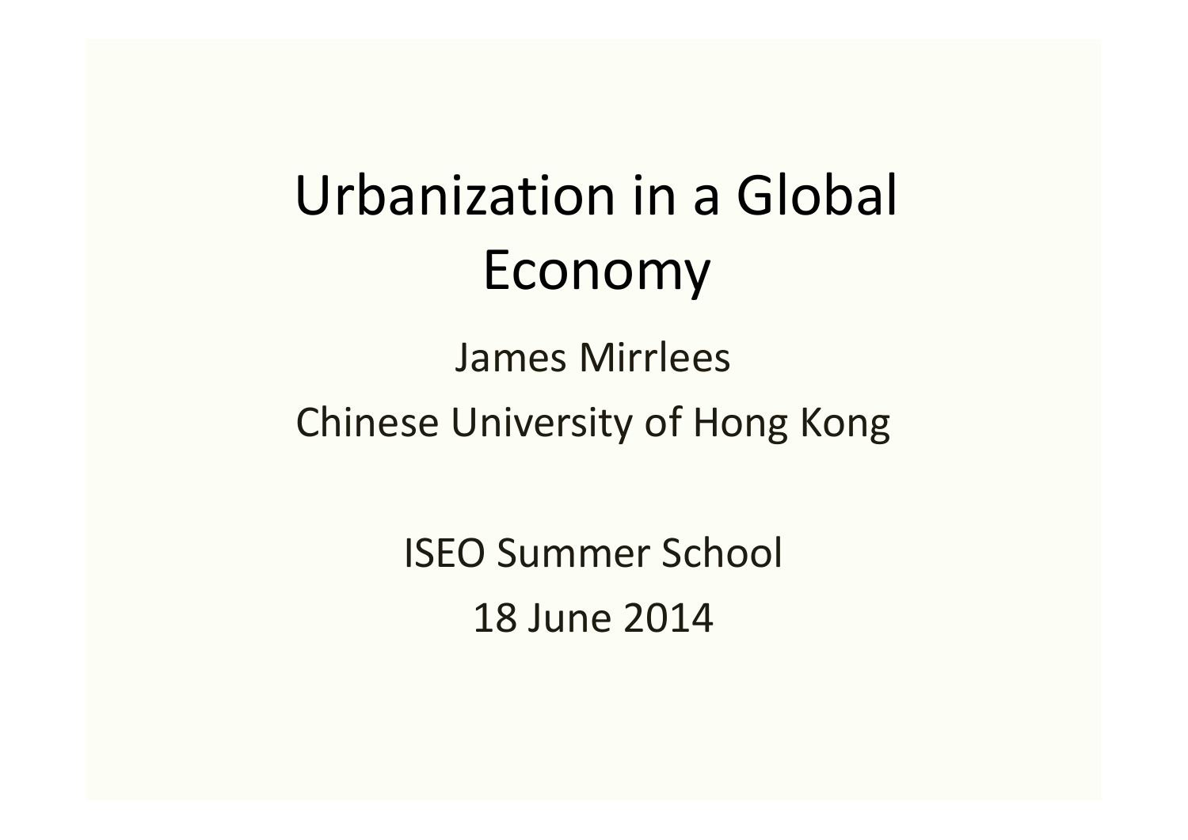# Urbanization in a Global Economy

James Mirrlees

Chinese University of Hong Kong

ISEO Summer School

18 June 2014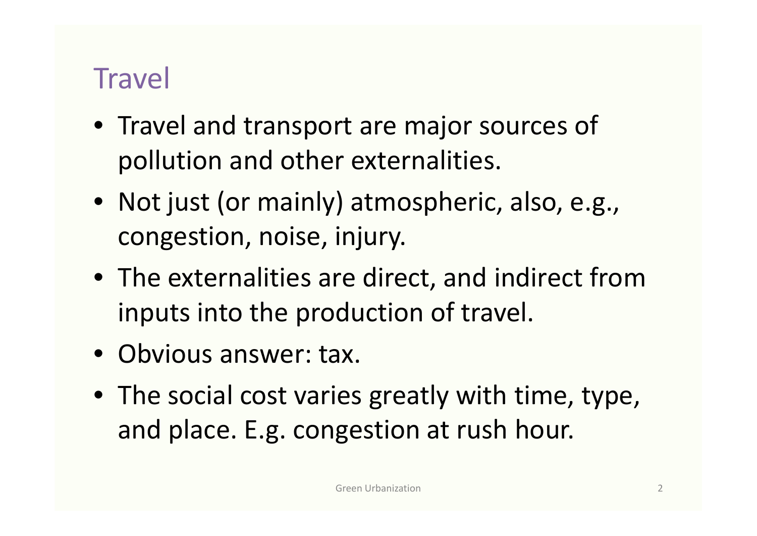# Travel

- Travel and transport are major sources of pollution and other externalities.
- Not just (or mainly) atmospheric, also, e.g., congestion, noise, injury.
- The externalities are direct, and indirect from inputs into the production of travel.
- Obvious answer: tax.
- The social cost varies greatly with time, type, and place. E.g. congestion at rush hour.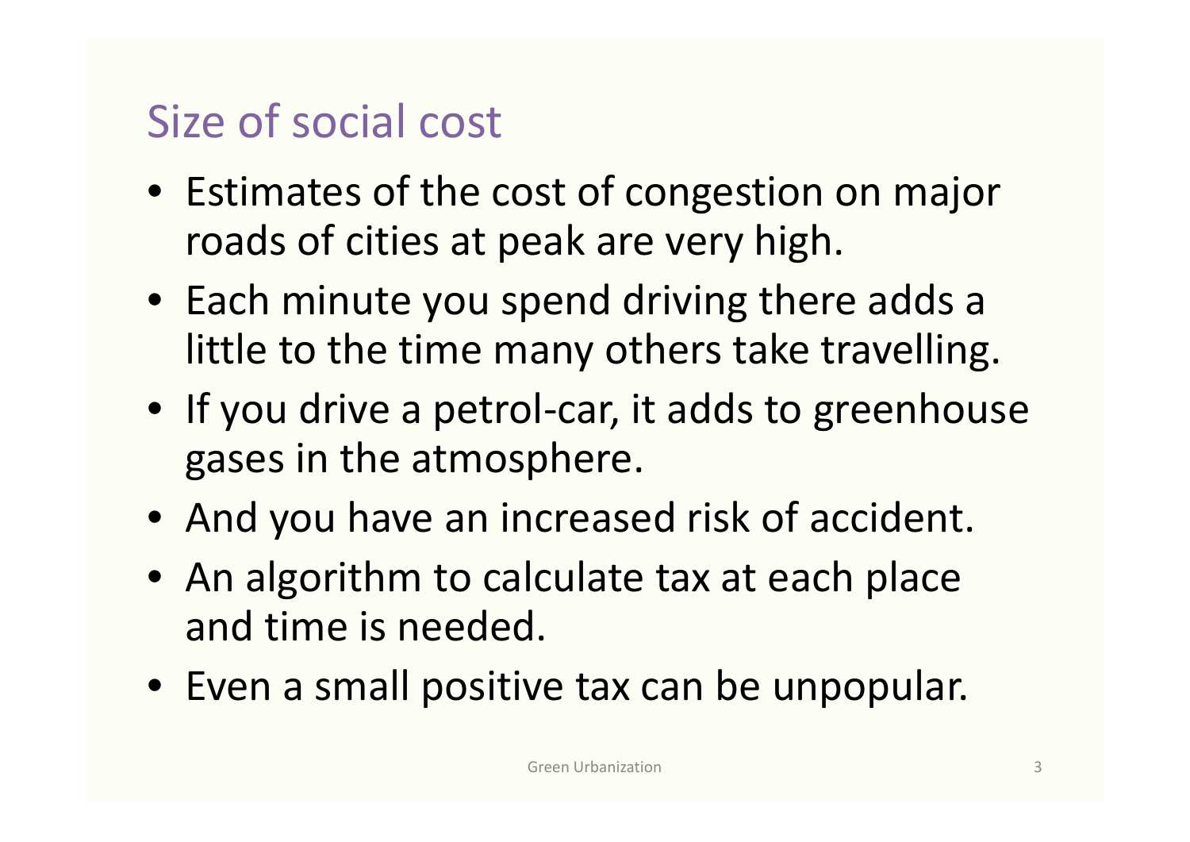# Size of social cost

- Estimates of the cost of congestion on major roads of cities at peak are very high.
- Each minute you spend driving there adds a little to the time many others take travelling.
- If you drive a petrol-car, it adds to greenhouse gases in the atmosphere.
- And you have an increased risk of accident.
- An algorithm to calculate tax at each place and time is needed.
- Even a small positive tax can be unpopular.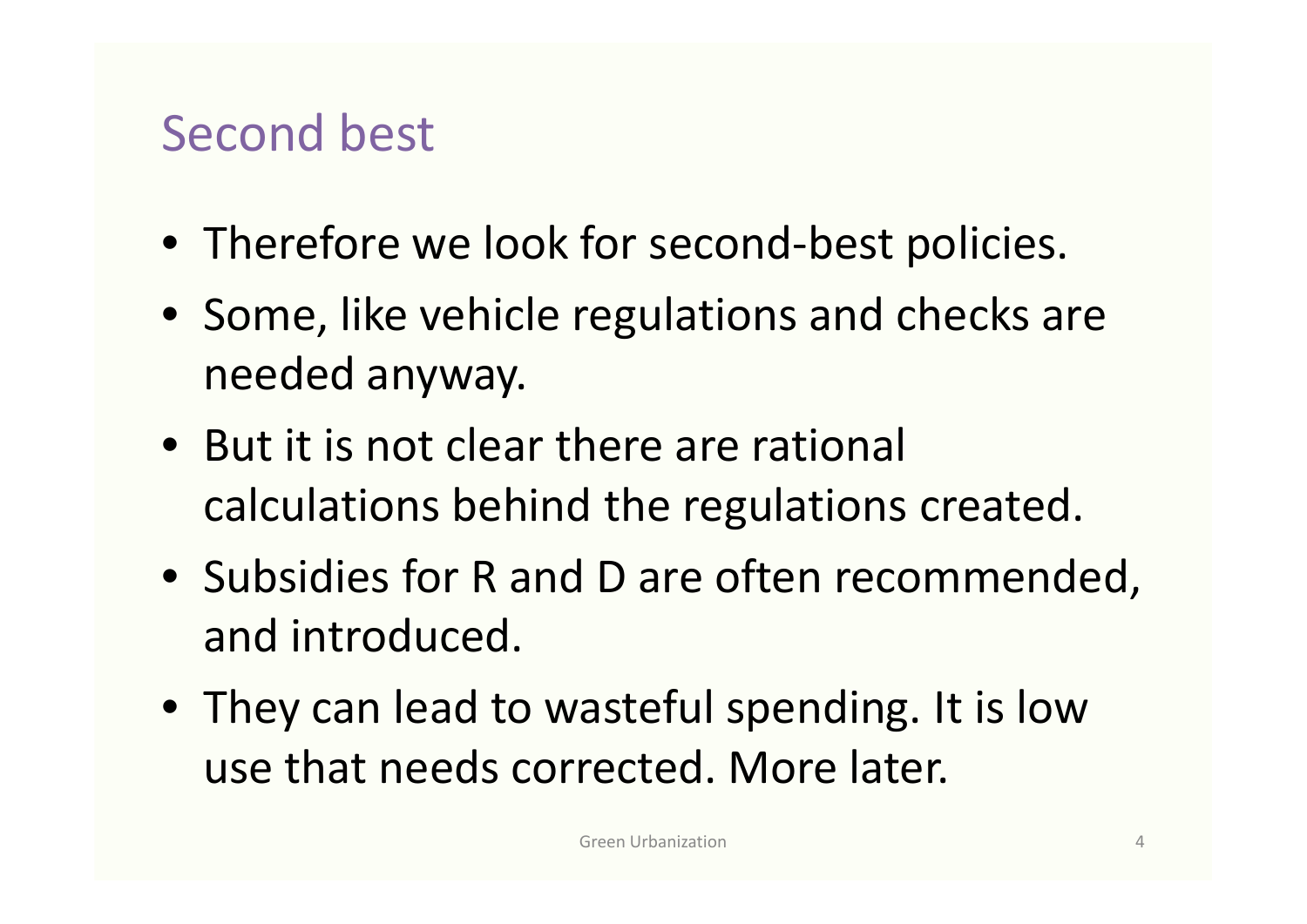# Second best

- Therefore we look for second-best policies.
- Some, like vehicle regulations and checks are needed anyway.
- But it is not clear there are rational calculations behind the regulations created.
- Subsidies for R and D are often recommended, and introduced.
- They can lead to wasteful spending. It is low use that needs corrected. More later.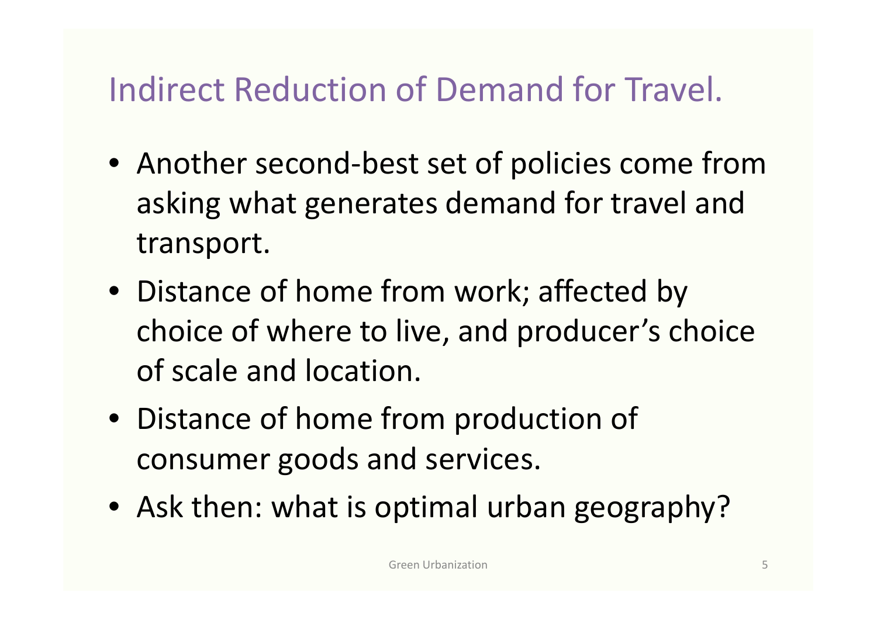# Indirect Reduction of Demand for Travel.

- Another second-best set of policies come from asking what generates demand for travel and transport.
- Distance of home from work; affected by choice of where to live, and producer's choice of scale and location.
- Distance of home from production of consumer goods and services.
- Ask then: what is optimal urban geography?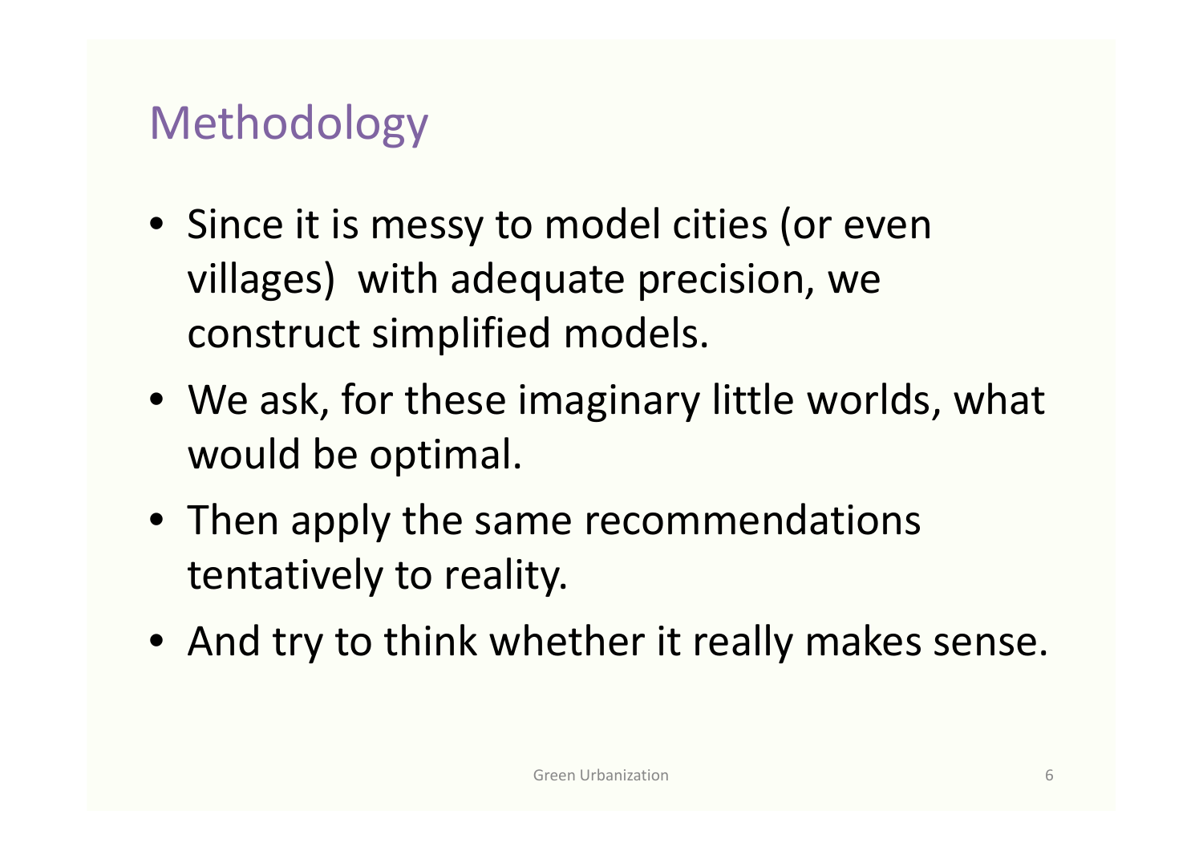# Methodology

- Since it is messy to model cities (or even villages) with adequate precision, we construct simplified models.
- We ask, for these imaginary little worlds, what would be optimal.
- Then apply the same recommendations tentatively to reality.
- And try to think whether it really makes sense.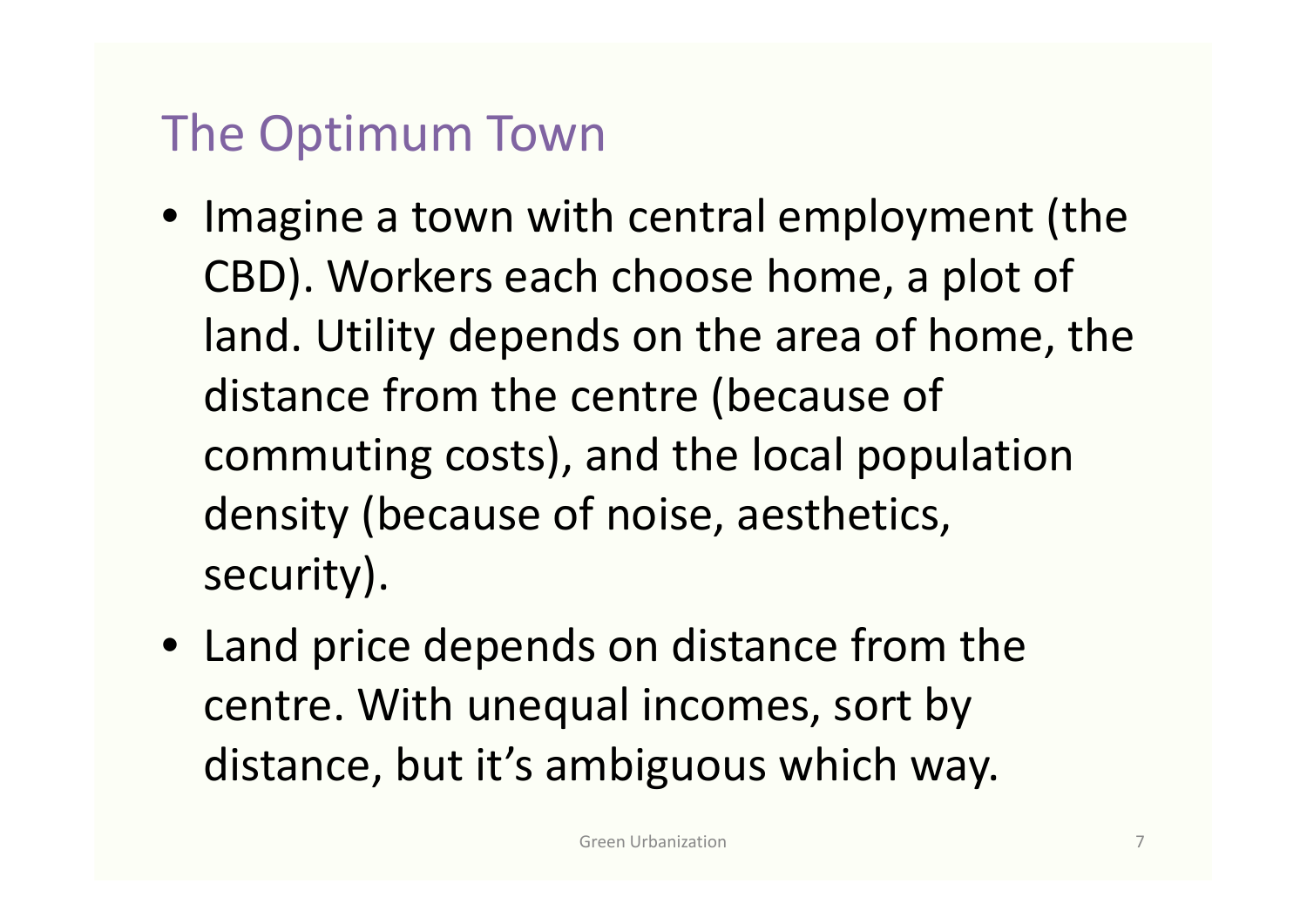# The Optimum Town

- Imagine a town with central employment (the CBD). Workers each choose home, a plot of land. Utility depends on the area of home, the distance from the centre (because of commuting costs), and the local population density (because of noise, aesthetics, security).
- Land price depends on distance from the centre. With unequal incomes, sort by distance, but it's ambiguous which way.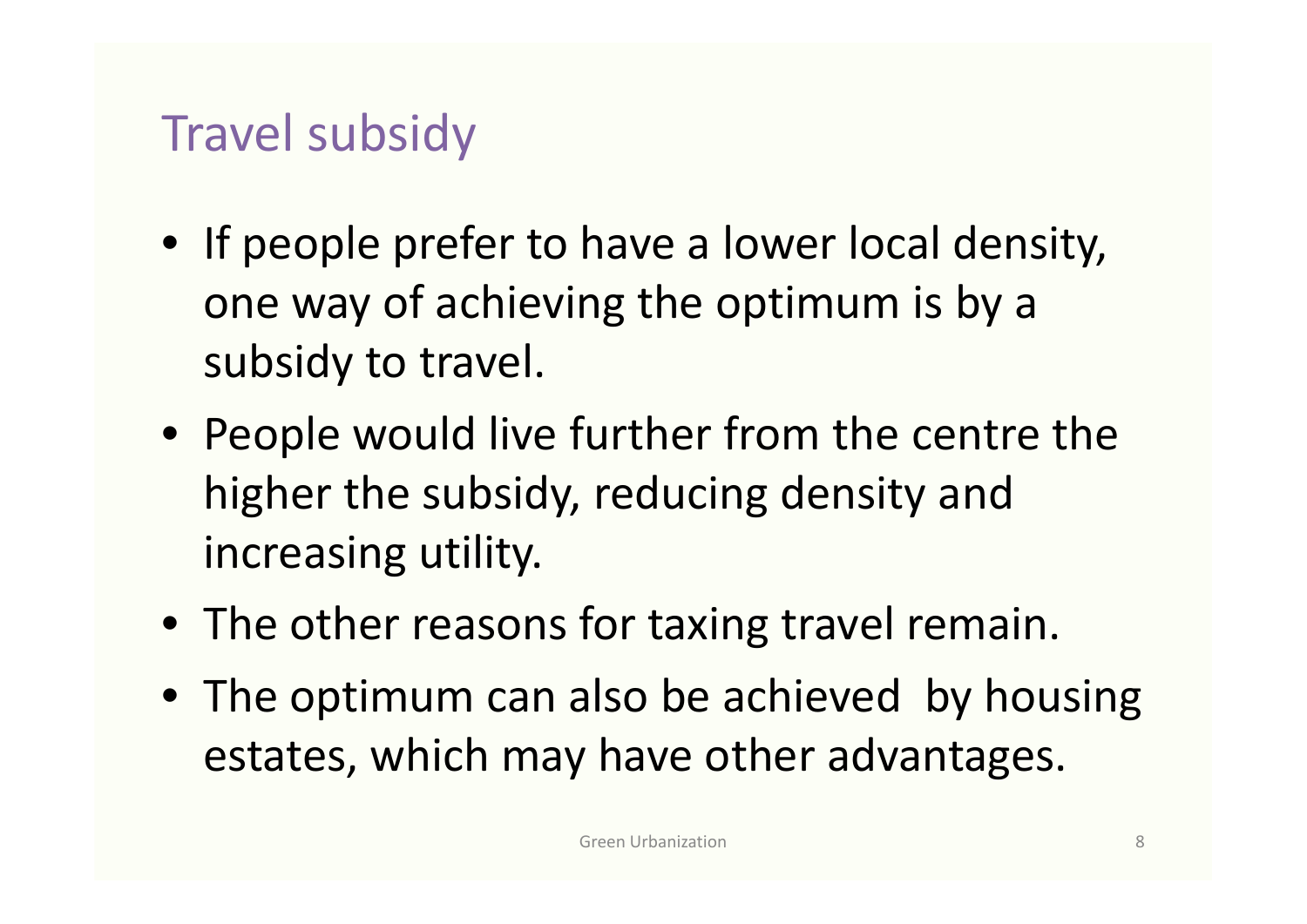# Travel subsidy

- If people prefer to have a lower local density, one way of achieving the optimum is by a subsidy to travel.
- People would live further from the centre the higher the subsidy, reducing density and increasing utility.
- The other reasons for taxing travel remain.
- The optimum can also be achieved by housing estates, which may have other advantages.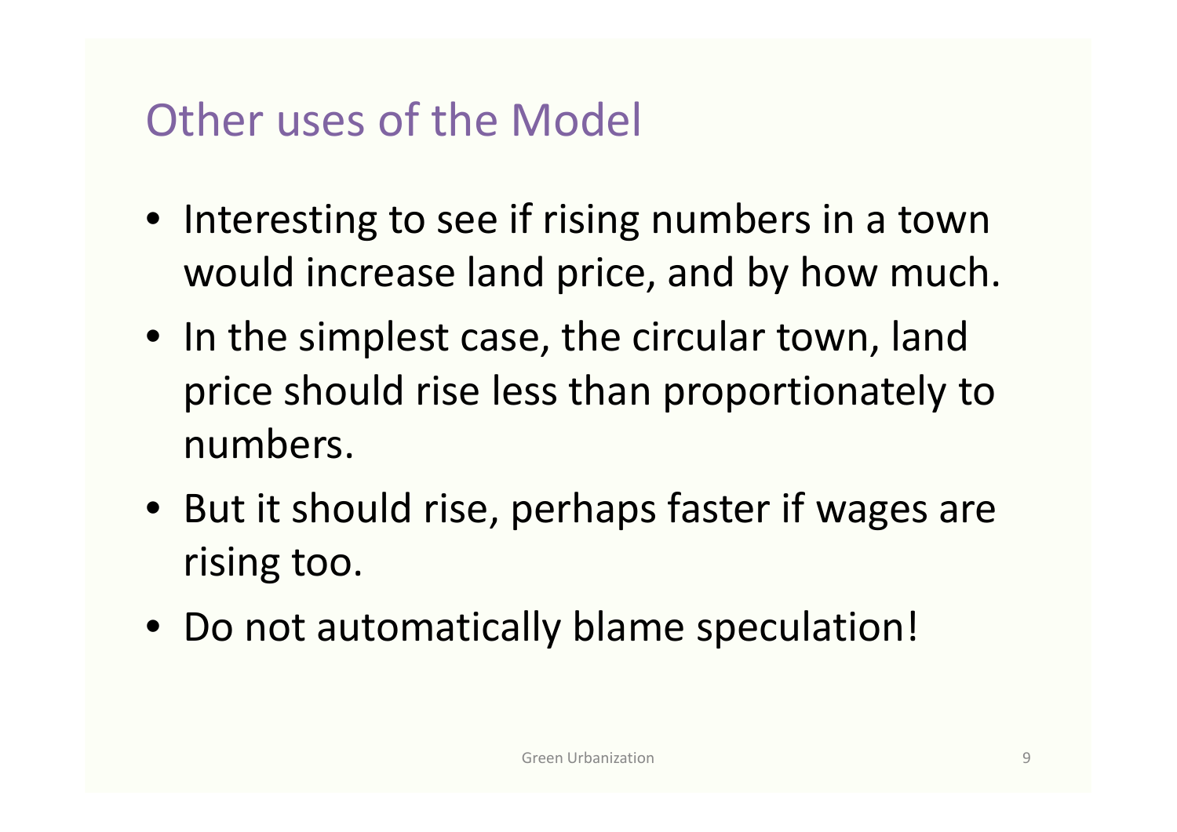# Other uses of the Model

- Interesting to see if rising numbers in a town would increase land price, and by how much.
- In the simplest case, the circular town, land price should rise less than proportionately to numbers.
- But it should rise, perhaps faster if wages are rising too.
- Do not automatically blame speculation!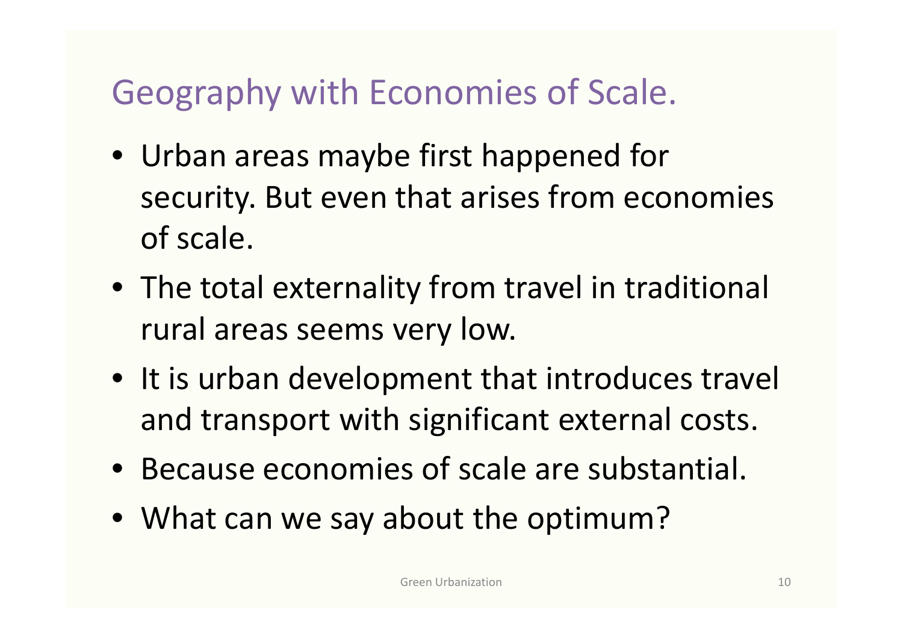## Geography with Economies of Scale.

- Urban areas maybe first happened for security. But even that arises from economies of scale.
- The total externality from travel in traditional rural areas seems very low.
- It is urban development that introduces travel and transport with significant external costs.
- Because economies of scale are substantial.
- What can we say about the optimum?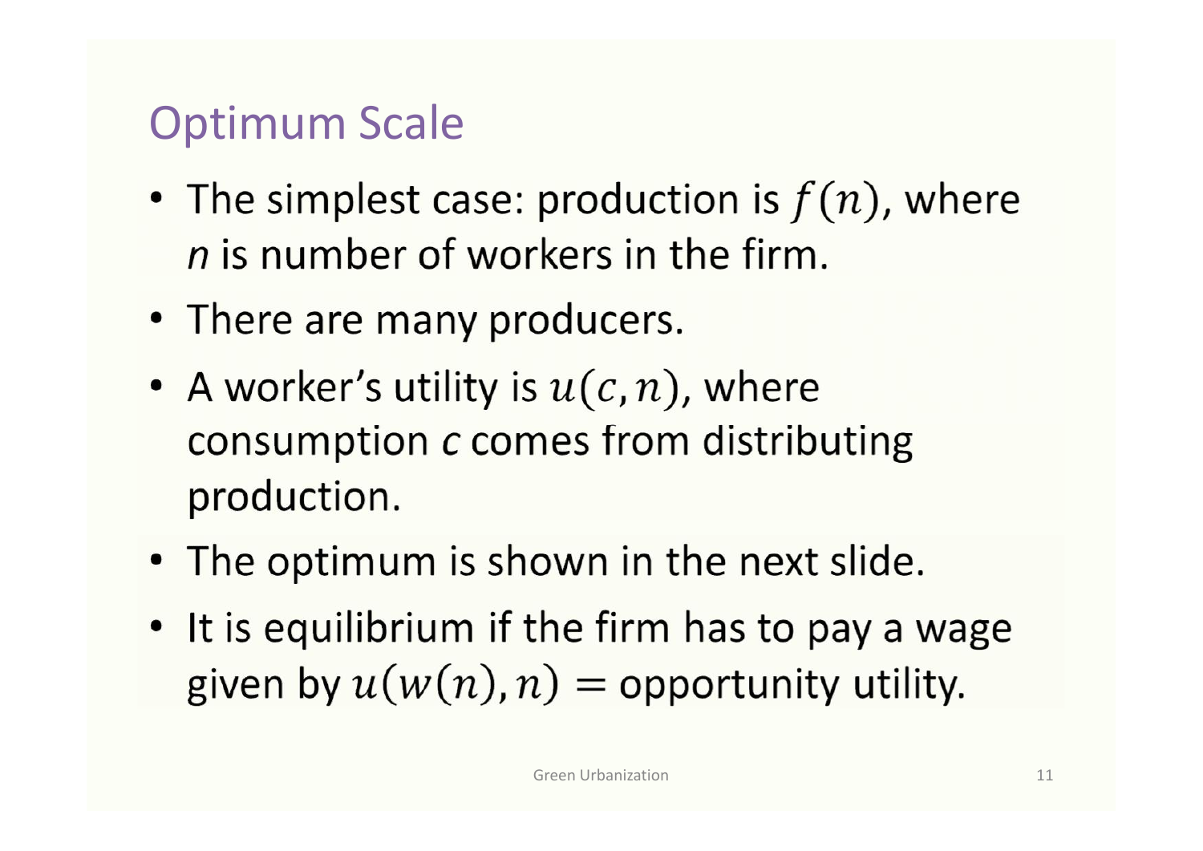# Optimum Scale

- The simplest case: production is $f(n)$, where $n$ is number of workers in the firm.
- There are many producers.
- A worker's utility is $u(c, n)$, where consumption $c$ comes from distributing production.
- The optimum is shown in the next slide.
- It is equilibrium if the firm has to pay a wage given by $u(w(n), n) =$ opportunity utility.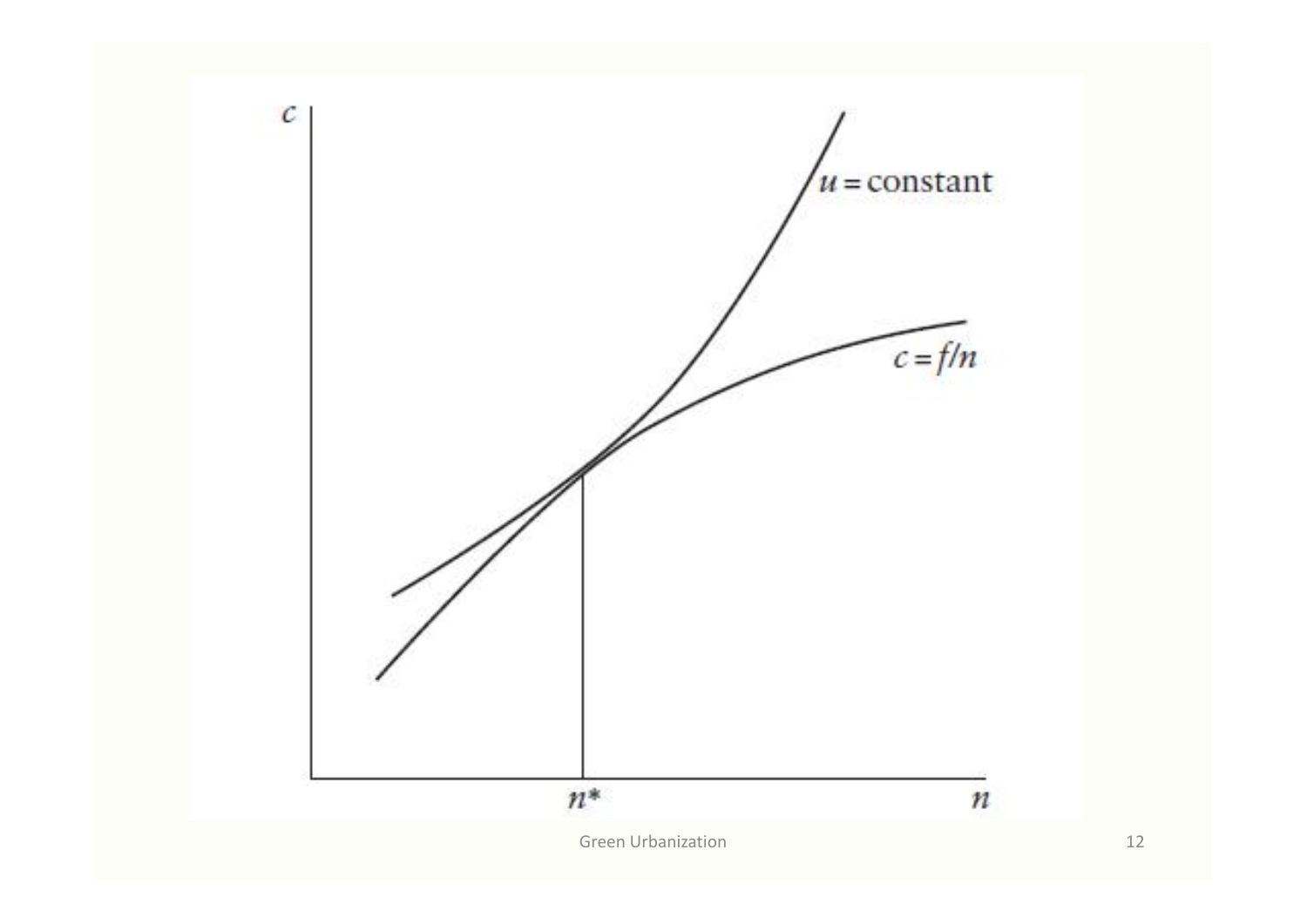$c$

$u = \text{constant}$

$c = f/n$

$n^*$

$n$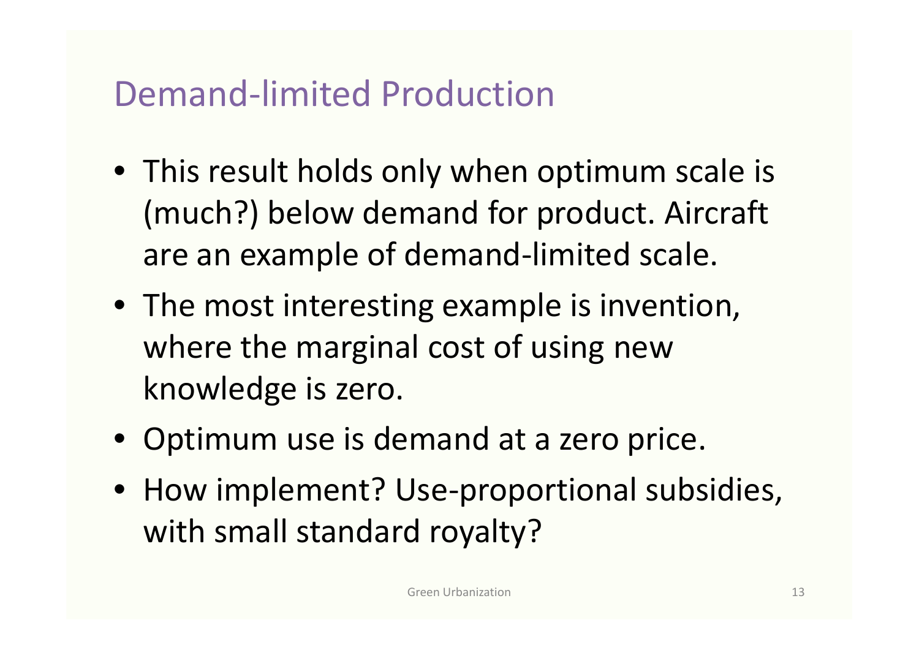# Demand-limited Production

- This result holds only when optimum scale is (much?) below demand for product. Aircraft are an example of demand-limited scale.
- The most interesting example is invention, where the marginal cost of using new knowledge is zero.
- Optimum use is demand at a zero price.
- How implement? Use-proportional subsidies, with small standard royalty?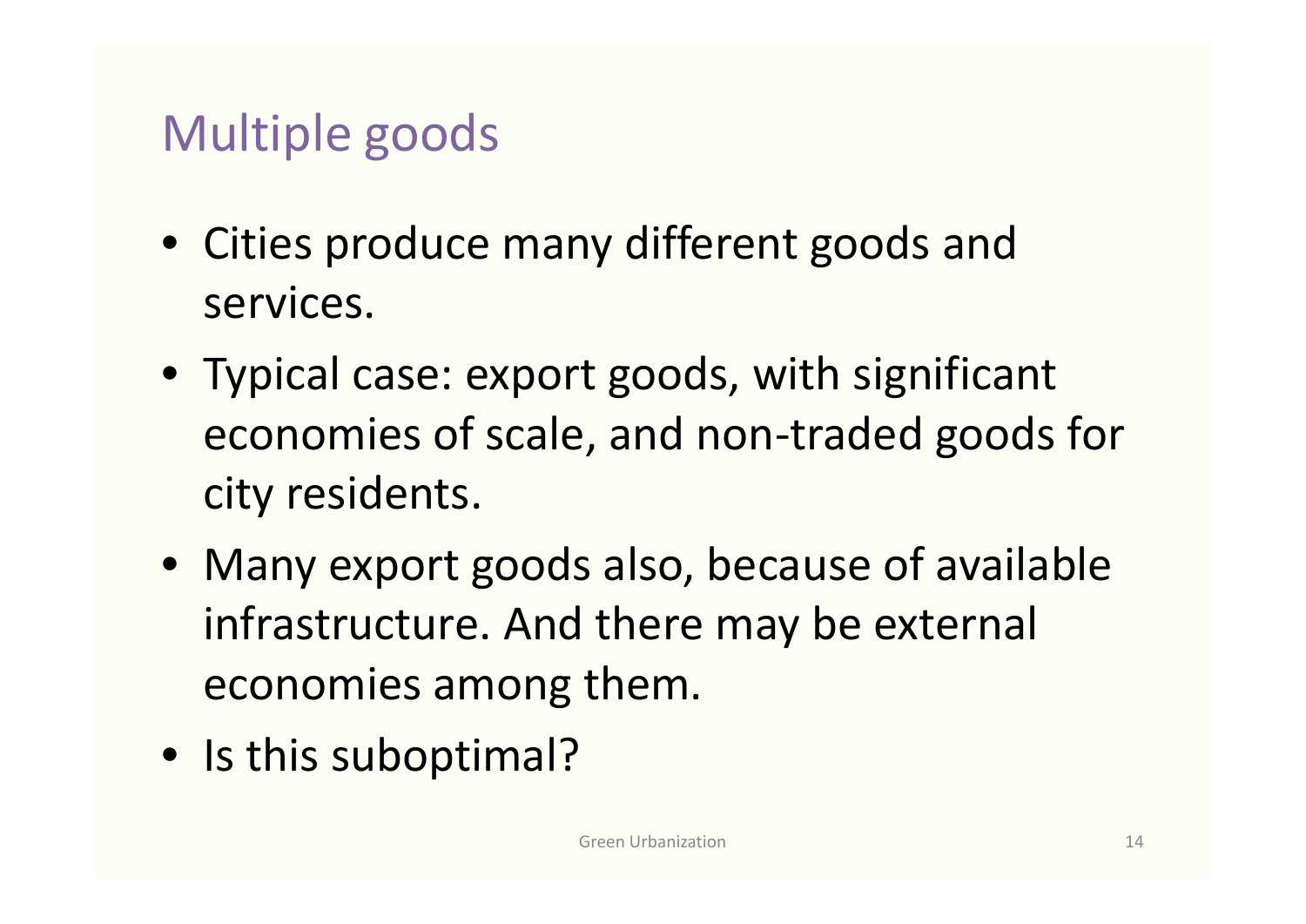# Multiple goods

- Cities produce many different goods and services.
- Typical case: export goods, with significant economies of scale, and non-traded goods for city residents.
- Many export goods also, because of available infrastructure. And there may be external economies among them.
- Is this suboptimal?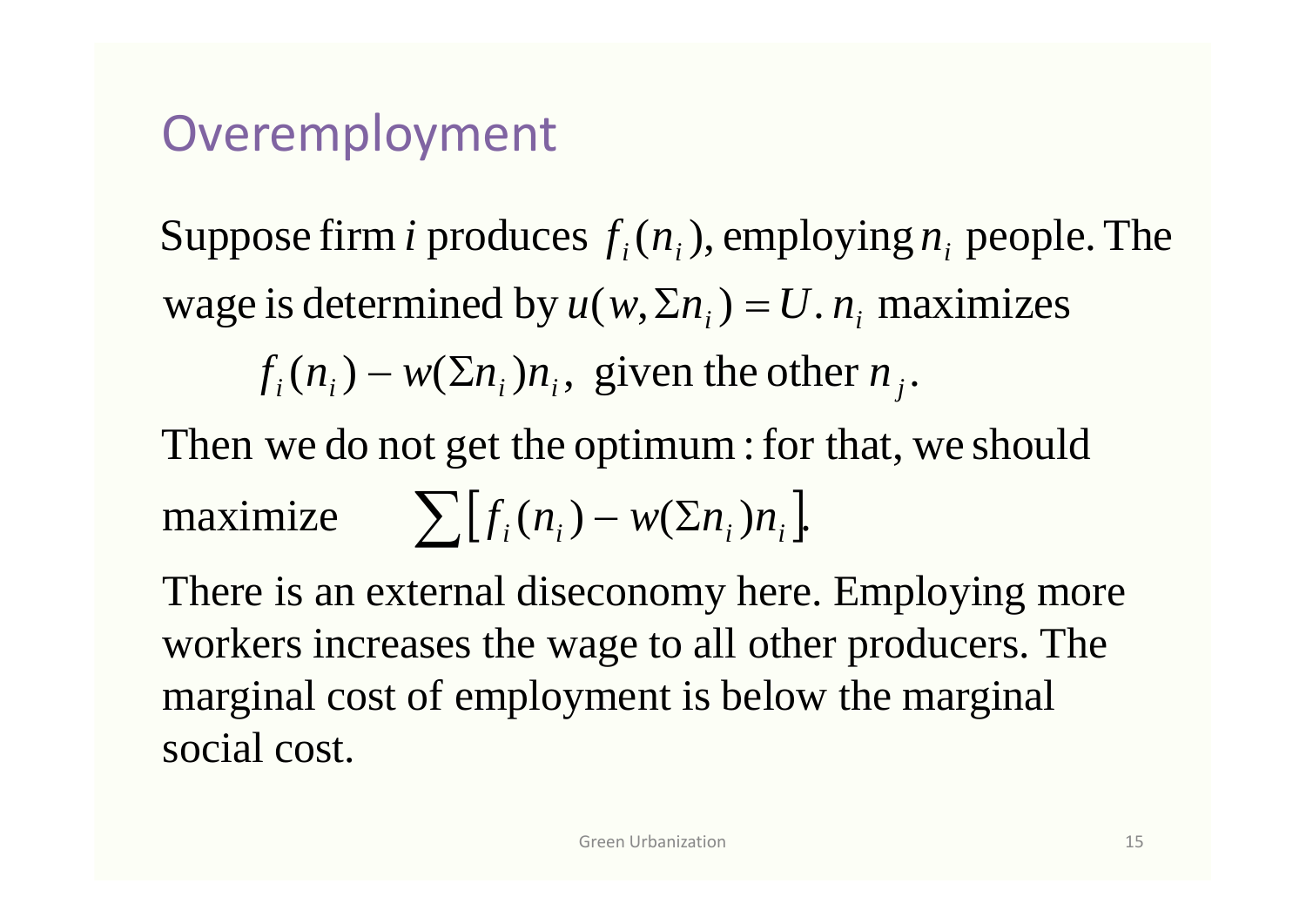## Overemployment

Suppose firm $i$ produces $f_i(n_i)$, employing $n_i$ people. The wage is determined by $u(w, \Sigma n_i) = U$. $n_i$ maximizes

$$f_i(n_i) - w(\Sigma n_i)n_i, \text{ given the other } n_j.$$

Then we do not get the optimum : for that, we should maximize $\sum \left[ f_i(n_i) - w(\Sigma n_i)n_i \right]$.

There is an external diseconomy here. Employing more workers increases the wage to all other producers. The marginal cost of employment is below the marginal social cost.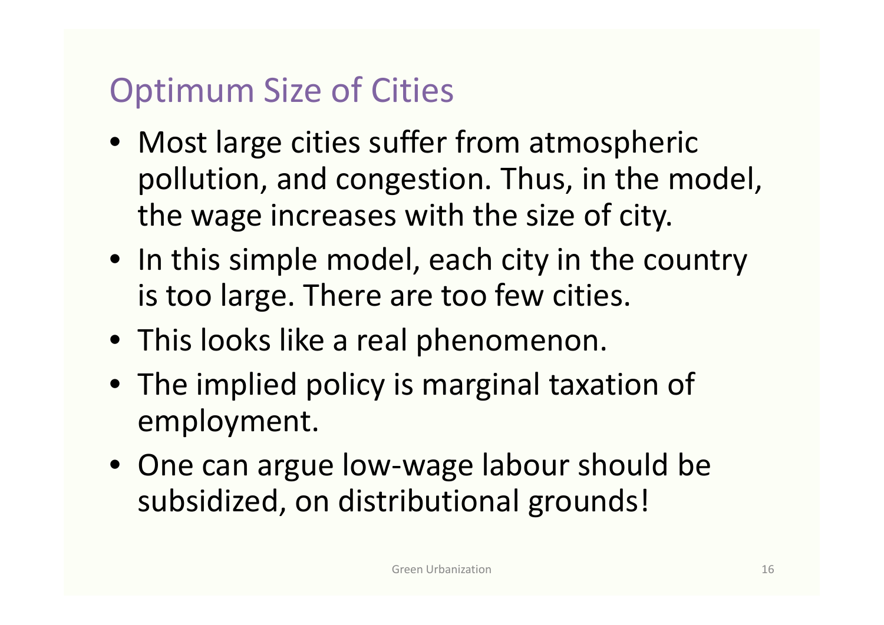## Optimum Size of Cities

- Most large cities suffer from atmospheric pollution, and congestion. Thus, in the model, the wage increases with the size of city.
- In this simple model, each city in the country is too large. There are too few cities.
- This looks like a real phenomenon.
- The implied policy is marginal taxation of employment.
- One can argue low-wage labour should be subsidized, on distributional grounds!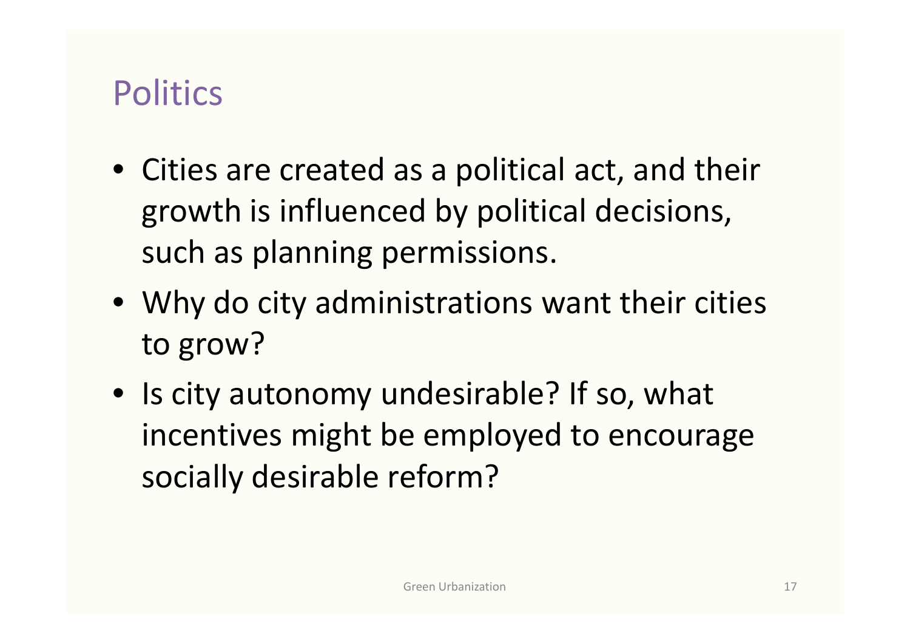# Politics

- Cities are created as a political act, and their growth is influenced by political decisions, such as planning permissions.
- Why do city administrations want their cities to grow?
- Is city autonomy undesirable? If so, what incentives might be employed to encourage socially desirable reform?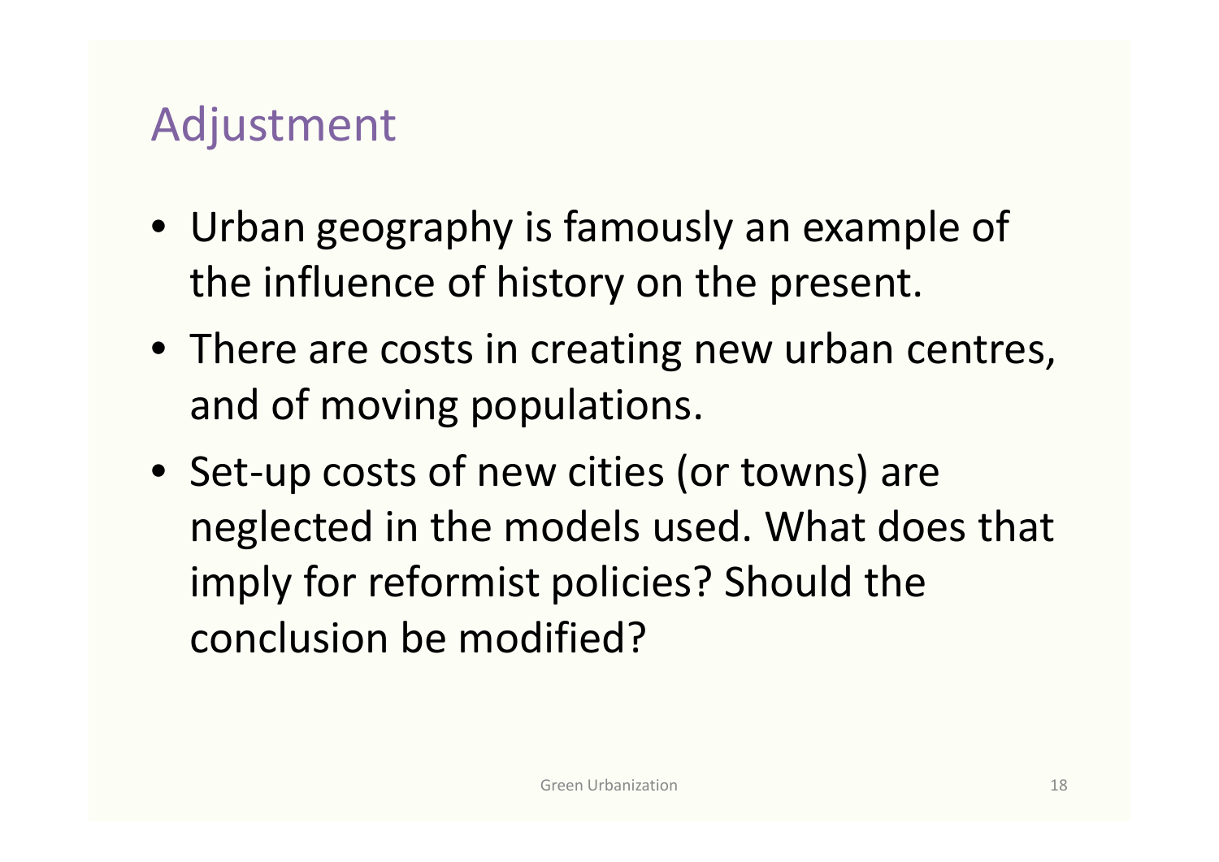# Adjustment

- Urban geography is famously an example of the influence of history on the present.
- There are costs in creating new urban centres, and of moving populations.
- Set-up costs of new cities (or towns) are neglected in the models used. What does that imply for reformist policies? Should the conclusion be modified?